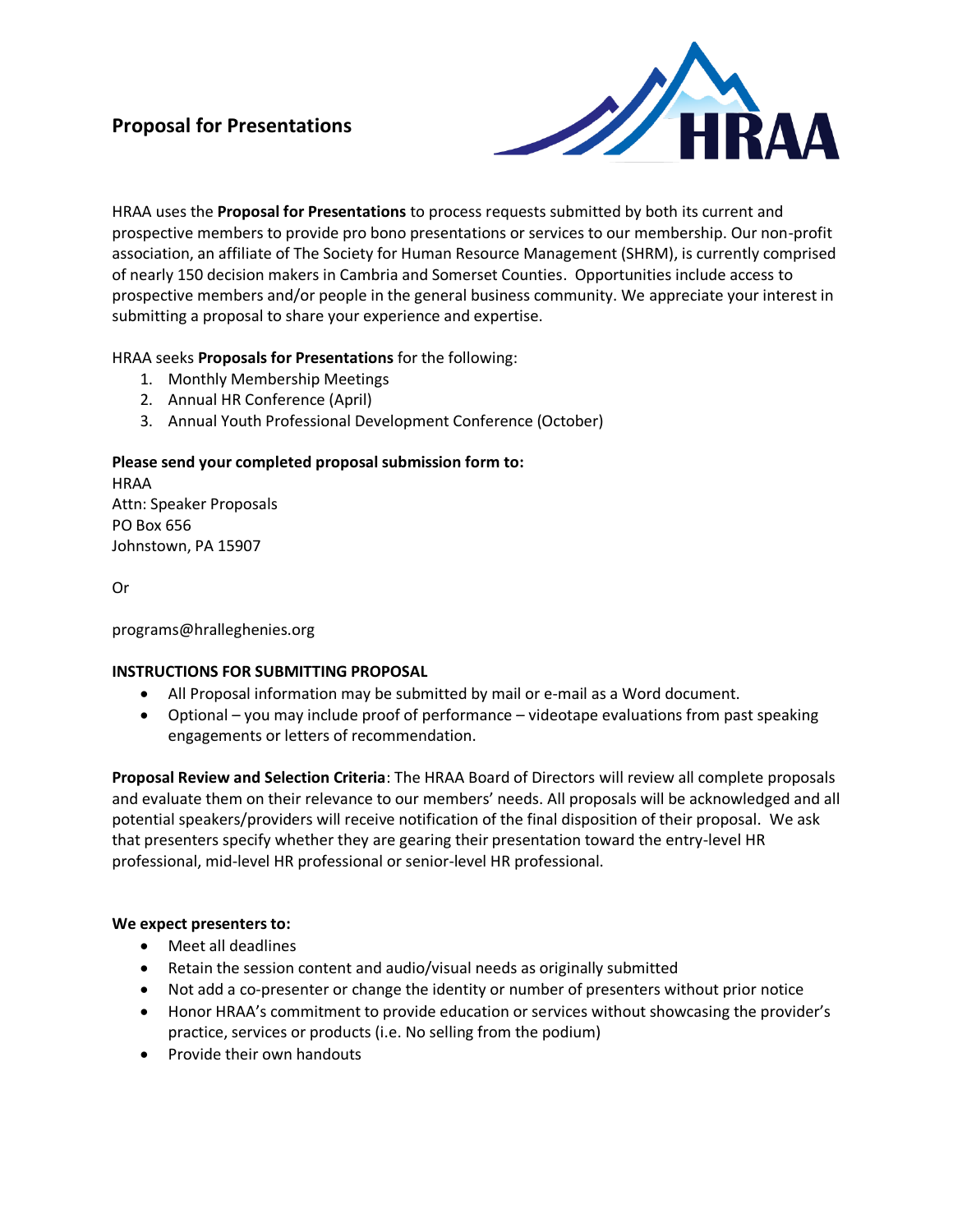# Proposal for Presentations

HRAA uses the **Proposal for Presentations** to process requests submitted by both its current and prospective members to provide pro bono presentations or services to our membership. Our non-profit association, an affiliate of The Society for Human Resource Management (SHRM), is currently comprised of nearly 150 decision makers in Cambria and Somerset Counties. Opportunities include access to prospective members and/or people in the general business community. We appreciate your interest in submitting a proposal to share your experience and expertise.

HRAA seeks **Proposals for Presentations** for the following:

1. Monthly Membership Meetings
2. Annual HR Conference (April)
3. Annual Youth Professional Development Conference (October)

**Please send your completed proposal submission form to:**

HRAA
Attn: Speaker Proposals
PO Box 656
Johnstown, PA 15907

Or

programs@hralleghenies.org

**INSTRUCTIONS FOR SUBMITTING PROPOSAL**

- All Proposal information may be submitted by mail or e-mail as a Word document.
- Optional – you may include proof of performance – videotape evaluations from past speaking engagements or letters of recommendation.

**Proposal Review and Selection Criteria**: The HRAA Board of Directors will review all complete proposals and evaluate them on their relevance to our members' needs. All proposals will be acknowledged and all potential speakers/providers will receive notification of the final disposition of their proposal. We ask that presenters specify whether they are gearing their presentation toward the entry-level HR professional, mid-level HR professional or senior-level HR professional.

**We expect presenters to:**

- Meet all deadlines
- Retain the session content and audio/visual needs as originally submitted
- Not add a co-presenter or change the identity or number of presenters without prior notice
- Honor HRAA's commitment to provide education or services without showcasing the provider's practice, services or products (i.e. No selling from the podium)
- Provide their own handouts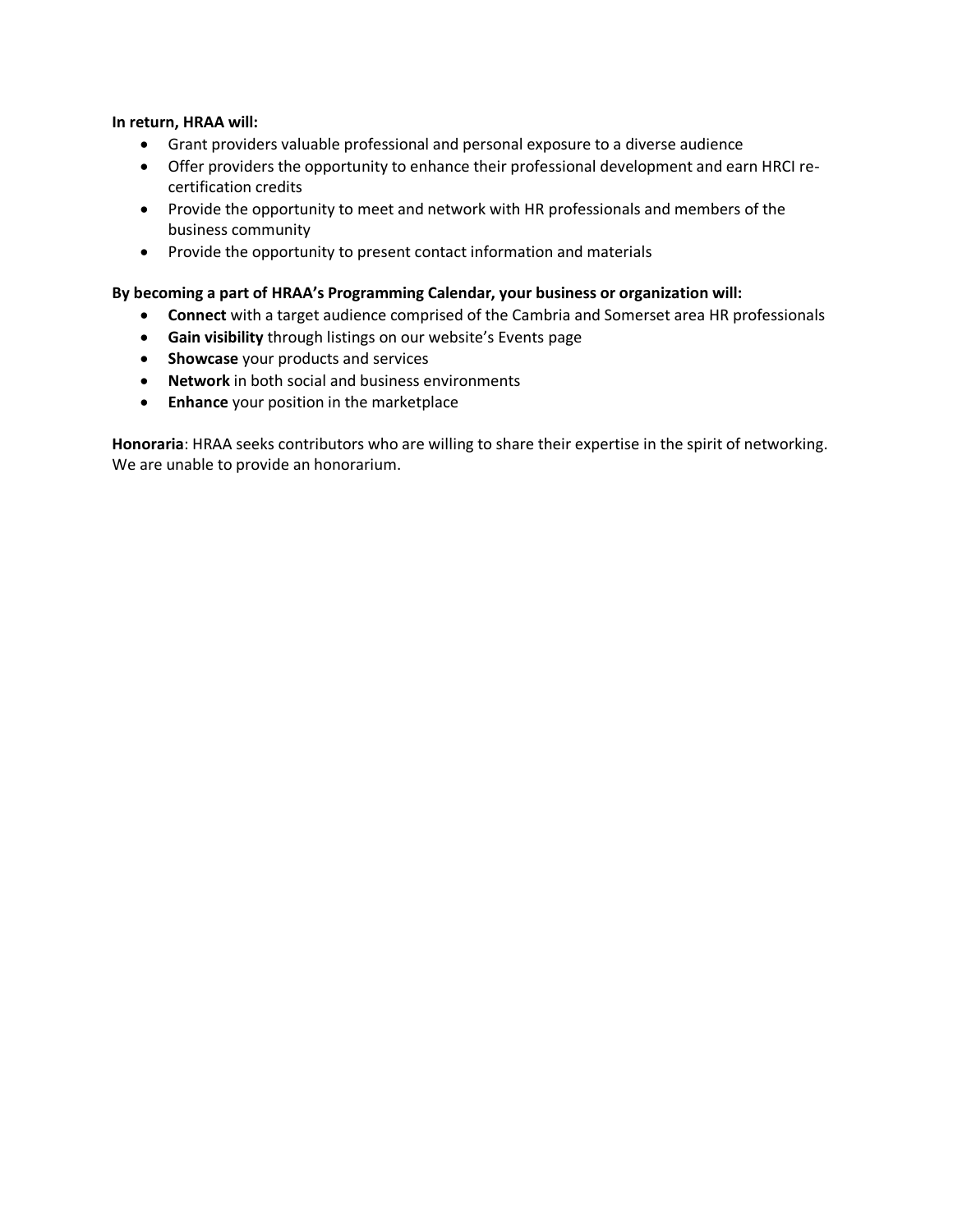**In return, HRAA will:**

- Grant providers valuable professional and personal exposure to a diverse audience
- Offer providers the opportunity to enhance their professional development and earn HRCI re-certification credits
- Provide the opportunity to meet and network with HR professionals and members of the business community
- Provide the opportunity to present contact information and materials

**By becoming a part of HRAA's Programming Calendar, your business or organization will:**

- **Connect** with a target audience comprised of the Cambria and Somerset area HR professionals
- **Gain visibility** through listings on our website's Events page
- **Showcase** your products and services
- **Network** in both social and business environments
- **Enhance** your position in the marketplace

**Honoraria**: HRAA seeks contributors who are willing to share their expertise in the spirit of networking. We are unable to provide an honorarium.